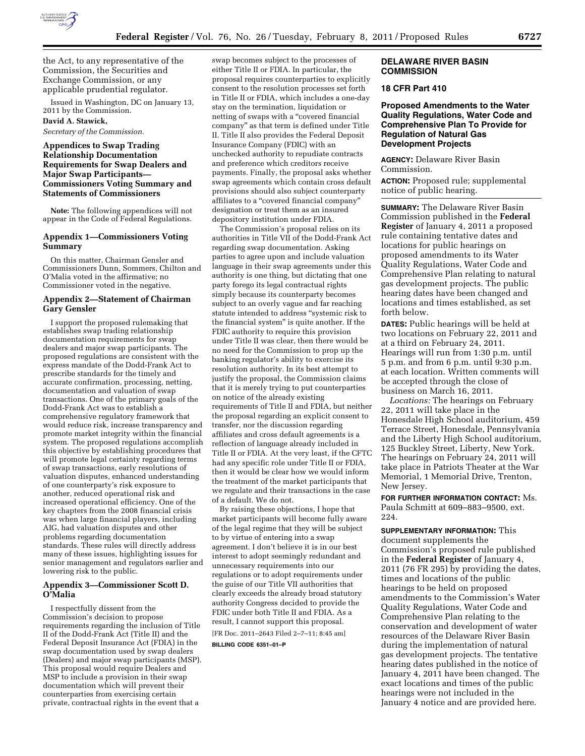the Act, to any representative of the Commission, the Securities and Exchange Commission, or any applicable prudential regulator.

Issued in Washington, DC on January 13, 2011 by the Commission.

**David A. Stawick,**

*Secretary of the Commission.*

## Appendices to Swap Trading Relationship Documentation Requirements for Swap Dealers and Major Swap Participants—Commissioners Voting Summary and Statements of Commissioners

**Note:** The following appendices will not appear in the Code of Federal Regulations.

### Appendix 1—Commissioners Voting Summary

On this matter, Chairman Gensler and Commissioners Dunn, Sommers, Chilton and O'Malia voted in the affirmative; no Commissioner voted in the negative.

### Appendix 2—Statement of Chairman Gary Gensler

I support the proposed rulemaking that establishes swap trading relationship documentation requirements for swap dealers and major swap participants. The proposed regulations are consistent with the express mandate of the Dodd-Frank Act to prescribe standards for the timely and accurate confirmation, processing, netting, documentation and valuation of swap transactions. One of the primary goals of the Dodd-Frank Act was to establish a comprehensive regulatory framework that would reduce risk, increase transparency and promote market integrity within the financial system. The proposed regulations accomplish this objective by establishing procedures that will promote legal certainty regarding terms of swap transactions, early resolutions of valuation disputes, enhanced understanding of one counterparty's risk exposure to another, reduced operational risk and increased operational efficiency. One of the key chapters from the 2008 financial crisis was when large financial players, including AIG, had valuation disputes and other problems regarding documentation standards. These rules will directly address many of these issues, highlighting issues for senior management and regulators earlier and lowering risk to the public.

### Appendix 3—Commissioner Scott D. O'Malia

I respectfully dissent from the Commission's decision to propose requirements regarding the inclusion of Title II of the Dodd-Frank Act (Title II) and the Federal Deposit Insurance Act (FDIA) in the swap documentation used by swap dealers (Dealers) and major swap participants (MSP). This proposal would require Dealers and MSP to include a provision in their swap documentation which will prevent their counterparties from exercising certain private, contractual rights in the event that a swap becomes subject to the processes of either Title II or FDIA. In particular, the proposal requires counterparties to explicitly consent to the resolution processes set forth in Title II or FDIA, which includes a one-day stay on the termination, liquidation or netting of swaps with a "covered financial company" as that term is defined under Title II. Title II also provides the Federal Deposit Insurance Company (FDIC) with an unchecked authority to repudiate contracts and preference which creditors receive payments. Finally, the proposal asks whether swap agreements which contain cross default provisions should also subject counterparty affiliates to a "covered financial company" designation or treat them as an insured depository institution under FDIA.

The Commission's proposal relies on its authorities in Title VII of the Dodd-Frank Act regarding swap documentation. Asking parties to agree upon and include valuation language in their swap agreements under this authority is one thing, but dictating that one party forego its legal contractual rights simply because its counterparty becomes subject to an overly vague and far reaching statute intended to address "systemic risk to the financial system" is quite another. If the FDIC authority to require this provision under Title II was clear, then there would be no need for the Commission to prop up the banking regulator's ability to exercise its resolution authority. In its best attempt to justify the proposal, the Commission claims that it is merely trying to put counterparties on notice of the already existing requirements of Title II and FDIA, but neither the proposal regarding an explicit consent to transfer, nor the discussion regarding affiliates and cross default agreements is a reflection of language already included in Title II or FDIA. At the very least, if the CFTC had any specific role under Title II or FDIA, then it would be clear how we would inform the treatment of the market participants that we regulate and their transactions in the case of a default. We do not.

By raising these objections, I hope that market participants will become fully aware of the legal regime that they will be subject to by virtue of entering into a swap agreement. I don't believe it is in our best interest to adopt seemingly redundant and unnecessary requirements into our regulations or to adopt requirements under the guise of our Title VII authorities that clearly exceeds the already broad statutory authority Congress decided to provide the FDIC under both Title II and FDIA. As a result, I cannot support this proposal.

[FR Doc. 2011–2643 Filed 2–7–11; 8:45 am]

**BILLING CODE 6351–01–P**

## DELAWARE RIVER BASIN COMMISSION

### 18 CFR Part 410

### Proposed Amendments to the Water Quality Regulations, Water Code and Comprehensive Plan To Provide for Regulation of Natural Gas Development Projects

**AGENCY:** Delaware River Basin Commission.

**ACTION:** Proposed rule; supplemental notice of public hearing.

**SUMMARY:** The Delaware River Basin Commission published in the **Federal Register** of January 4, 2011 a proposed rule containing tentative dates and locations for public hearings on proposed amendments to its Water Quality Regulations, Water Code and Comprehensive Plan relating to natural gas development projects. The public hearing dates have been changed and locations and times established, as set forth below.

**DATES:** Public hearings will be held at two locations on February 22, 2011 and at a third on February 24, 2011. Hearings will run from 1:30 p.m. until 5 p.m. and from 6 p.m. until 9:30 p.m. at each location. Written comments will be accepted through the close of business on March 16, 2011.

*Locations:* The hearings on February 22, 2011 will take place in the Honesdale High School auditorium, 459 Terrace Street, Honesdale, Pennsylvania and the Liberty High School auditorium, 125 Buckley Street, Liberty, New York. The hearings on February 24, 2011 will take place in Patriots Theater at the War Memorial, 1 Memorial Drive, Trenton, New Jersey.

**FOR FURTHER INFORMATION CONTACT:** Ms. Paula Schmitt at 609–883–9500, ext. 224.

**SUPPLEMENTARY INFORMATION:** This document supplements the Commission's proposed rule published in the **Federal Register** of January 4, 2011 (76 FR 295) by providing the dates, times and locations of the public hearings to be held on proposed amendments to the Commission's Water Quality Regulations, Water Code and Comprehensive Plan relating to the conservation and development of water resources of the Delaware River Basin during the implementation of natural gas development projects. The tentative hearing dates published in the notice of January 4, 2011 have been changed. The exact locations and times of the public hearings were not included in the January 4 notice and are provided here.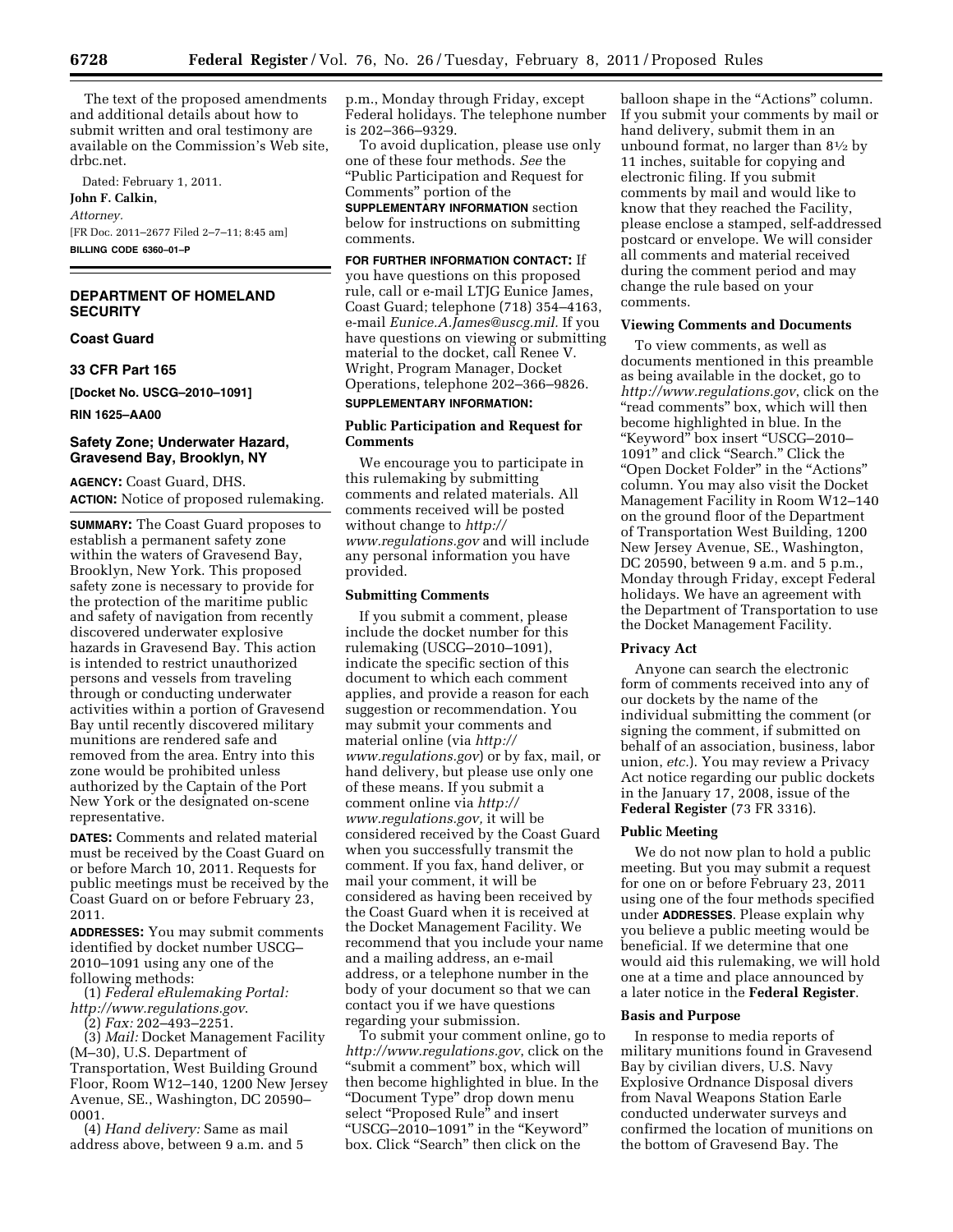The text of the proposed amendments and additional details about how to submit written and oral testimony are available on the Commission's Web site, drbc.net.

Dated: February 1, 2011.

**John F. Calkin,**

*Attorney.*

[FR Doc. 2011–2677 Filed 2–7–11; 8:45 am]

**BILLING CODE 6360–01–P**

---

## DEPARTMENT OF HOMELAND SECURITY

### Coast Guard

### 33 CFR Part 165

**[Docket No. USCG–2010–1091]**

**RIN 1625–AA00**

### Safety Zone; Underwater Hazard, Gravesend Bay, Brooklyn, NY

**AGENCY:** Coast Guard, DHS.

**ACTION:** Notice of proposed rulemaking.

**SUMMARY:** The Coast Guard proposes to establish a permanent safety zone within the waters of Gravesend Bay, Brooklyn, New York. This proposed safety zone is necessary to provide for the protection of the maritime public and safety of navigation from recently discovered underwater explosive hazards in Gravesend Bay. This action is intended to restrict unauthorized persons and vessels from traveling through or conducting underwater activities within a portion of Gravesend Bay until recently discovered military munitions are rendered safe and removed from the area. Entry into this zone would be prohibited unless authorized by the Captain of the Port New York or the designated on-scene representative.

**DATES:** Comments and related material must be received by the Coast Guard on or before March 10, 2011. Requests for public meetings must be received by the Coast Guard on or before February 23, 2011.

**ADDRESSES:** You may submit comments identified by docket number USCG–2010–1091 using any one of the following methods:

(1) *Federal eRulemaking Portal: http://www.regulations.gov*.

(2) *Fax:* 202–493–2251.

(3) *Mail:* Docket Management Facility (M–30), U.S. Department of Transportation, West Building Ground Floor, Room W12–140, 1200 New Jersey Avenue, SE., Washington, DC 20590–0001.

(4) *Hand delivery:* Same as mail address above, between 9 a.m. and 5 p.m., Monday through Friday, except Federal holidays. The telephone number is 202–366–9329.

To avoid duplication, please use only one of these four methods. *See* the "Public Participation and Request for Comments" portion of the **SUPPLEMENTARY INFORMATION** section below for instructions on submitting comments.

**FOR FURTHER INFORMATION CONTACT:** If you have questions on this proposed rule, call or e-mail LTJG Eunice James, Coast Guard; telephone (718) 354–4163, e-mail *Eunice.A.James@uscg.mil.* If you have questions on viewing or submitting material to the docket, call Renee V. Wright, Program Manager, Docket Operations, telephone 202–366–9826.

**SUPPLEMENTARY INFORMATION:**

#### Public Participation and Request for Comments

We encourage you to participate in this rulemaking by submitting comments and related materials. All comments received will be posted without change to *http://www.regulations.gov* and will include any personal information you have provided.

#### Submitting Comments

If you submit a comment, please include the docket number for this rulemaking (USCG–2010–1091), indicate the specific section of this document to which each comment applies, and provide a reason for each suggestion or recommendation. You may submit your comments and material online (via *http://www.regulations.gov*) or by fax, mail, or hand delivery, but please use only one of these means. If you submit a comment online via *http://www.regulations.gov,* it will be considered received by the Coast Guard when you successfully transmit the comment. If you fax, hand deliver, or mail your comment, it will be considered as having been received by the Coast Guard when it is received at the Docket Management Facility. We recommend that you include your name and a mailing address, an e-mail address, or a telephone number in the body of your document so that we can contact you if we have questions regarding your submission.

To submit your comment online, go to *http://www.regulations.gov*, click on the "submit a comment" box, which will then become highlighted in blue. In the "Document Type" drop down menu select "Proposed Rule" and insert "USCG–2010–1091" in the "Keyword" box. Click "Search" then click on the balloon shape in the "Actions" column. If you submit your comments by mail or hand delivery, submit them in an unbound format, no larger than 8½ by 11 inches, suitable for copying and electronic filing. If you submit comments by mail and would like to know that they reached the Facility, please enclose a stamped, self-addressed postcard or envelope. We will consider all comments and material received during the comment period and may change the rule based on your comments.

#### Viewing Comments and Documents

To view comments, as well as documents mentioned in this preamble as being available in the docket, go to *http://www.regulations.gov*, click on the "read comments" box, which will then become highlighted in blue. In the "Keyword" box insert "USCG–2010–1091" and click "Search." Click the "Open Docket Folder" in the "Actions" column. You may also visit the Docket Management Facility in Room W12–140 on the ground floor of the Department of Transportation West Building, 1200 New Jersey Avenue, SE., Washington, DC 20590, between 9 a.m. and 5 p.m., Monday through Friday, except Federal holidays. We have an agreement with the Department of Transportation to use the Docket Management Facility.

#### Privacy Act

Anyone can search the electronic form of comments received into any of our dockets by the name of the individual submitting the comment (or signing the comment, if submitted on behalf of an association, business, labor union, *etc.*). You may review a Privacy Act notice regarding our public dockets in the January 17, 2008, issue of the **Federal Register** (73 FR 3316).

#### Public Meeting

We do not now plan to hold a public meeting. But you may submit a request for one on or before February 23, 2011 using one of the four methods specified under **ADDRESSES**. Please explain why you believe a public meeting would be beneficial. If we determine that one would aid this rulemaking, we will hold one at a time and place announced by a later notice in the **Federal Register**.

#### Basis and Purpose

In response to media reports of military munitions found in Gravesend Bay by civilian divers, U.S. Navy Explosive Ordnance Disposal divers from Naval Weapons Station Earle conducted underwater surveys and confirmed the location of munitions on the bottom of Gravesend Bay. The